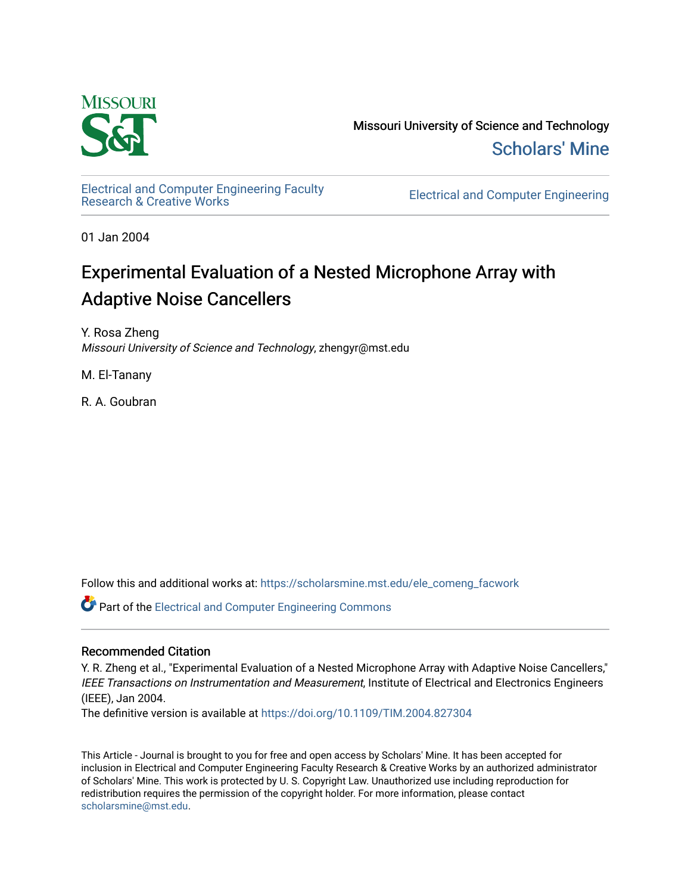Missouri University of Science and Technology

Scholars' Mine

Electrical and Computer Engineering Faculty Research & Creative Works

Electrical and Computer Engineering

01 Jan 2004

# Experimental Evaluation of a Nested Microphone Array with Adaptive Noise Cancellers

Y. Rosa Zheng
*Missouri University of Science and Technology*, zhengyr@mst.edu

M. El-Tanany

R. A. Goubran

Follow this and additional works at: https://scholarsmine.mst.edu/ele_comeng_facwork

Part of the Electrical and Computer Engineering Commons

## Recommended Citation

Y. R. Zheng et al., "Experimental Evaluation of a Nested Microphone Array with Adaptive Noise Cancellers," *IEEE Transactions on Instrumentation and Measurement*, Institute of Electrical and Electronics Engineers (IEEE), Jan 2004.

The definitive version is available at https://doi.org/10.1109/TIM.2004.827304

This Article - Journal is brought to you for free and open access by Scholars' Mine. It has been accepted for inclusion in Electrical and Computer Engineering Faculty Research & Creative Works by an authorized administrator of Scholars' Mine. This work is protected by U. S. Copyright Law. Unauthorized use including reproduction for redistribution requires the permission of the copyright holder. For more information, please contact scholarsmine@mst.edu.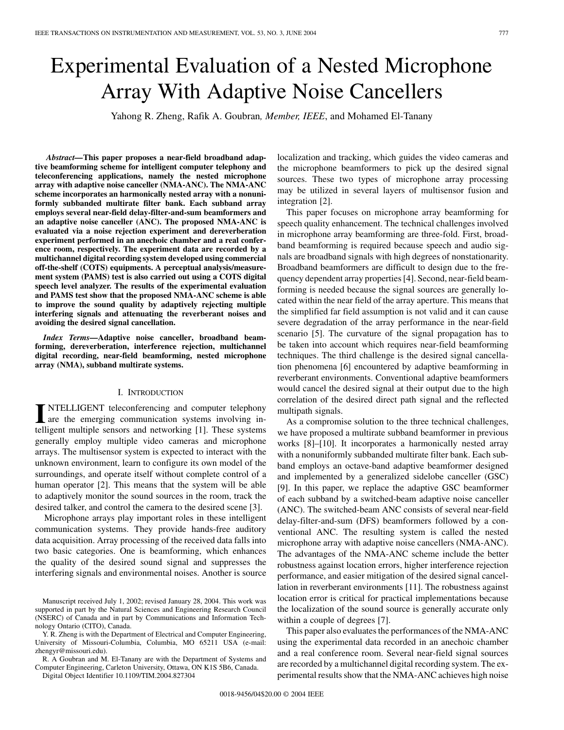# Experimental Evaluation of a Nested Microphone Array With Adaptive Noise Cancellers

Yahong R. Zheng, Rafik A. Goubran, *Member, IEEE*, and Mohamed El-Tanany

***Abstract*—This paper proposes a near-field broadband adaptive beamforming scheme for intelligent computer telephony and teleconferencing applications, namely the nested microphone array with adaptive noise canceller (NMA-ANC). The NMA-ANC scheme incorporates an harmonically nested array with a nonuniformly subbanded multirate filter bank. Each subband array employs several near-field delay-filter-and-sum beamformers and an adaptive noise canceller (ANC). The proposed NMA-ANC is evaluated via a noise rejection experiment and dereverberation experiment performed in an anechoic chamber and a real conference room, respectively. The experiment data are recorded by a multichannel digital recording system developed using commercial off-the-shelf (COTS) equipments. A perceptual analysis/measurement system (PAMS) test is also carried out using a COTS digital speech level analyzer. The results of the experimental evaluation and PAMS test show that the proposed NMA-ANC scheme is able to improve the sound quality by adaptively rejecting multiple interfering signals and attenuating the reverberant noises and avoiding the desired signal cancellation.**

***Index Terms*—Adaptive noise canceller, broadband beamforming, dereverberation, interference rejection, multichannel digital recording, near-field beamforming, nested microphone array (NMA), subband multirate systems.**

## I. Introduction

INTELLIGENT teleconferencing and computer telephony are the emerging communication systems involving intelligent multiple sensors and networking [1]. These systems generally employ multiple video cameras and microphone arrays. The multisensor system is expected to interact with the unknown environment, learn to configure its own model of the surroundings, and operate itself without complete control of a human operator [2]. This means that the system will be able to adaptively monitor the sound sources in the room, track the desired talker, and control the camera to the desired scene [3].

Microphone arrays play important roles in these intelligent communication systems. They provide hands-free auditory data acquisition. Array processing of the received data falls into two basic categories. One is beamforming, which enhances the quality of the desired sound signal and suppresses the interfering signals and environmental noises. Another is source localization and tracking, which guides the video cameras and the microphone beamformers to pick up the desired signal sources. These two types of microphone array processing may be utilized in several layers of multisensor fusion and integration [2].

This paper focuses on microphone array beamforming for speech quality enhancement. The technical challenges involved in microphone array beamforming are three-fold. First, broadband beamforming is required because speech and audio signals are broadband signals with high degrees of nonstationarity. Broadband beamformers are difficult to design due to the frequency dependent array properties [4]. Second, near-field beamforming is needed because the signal sources are generally located within the near field of the array aperture. This means that the simplified far field assumption is not valid and it can cause severe degradation of the array performance in the near-field scenario [5]. The curvature of the signal propagation has to be taken into account which requires near-field beamforming techniques. The third challenge is the desired signal cancellation phenomena [6] encountered by adaptive beamforming in reverberant environments. Conventional adaptive beamformers would cancel the desired signal at their output due to the high correlation of the desired direct path signal and the reflected multipath signals.

As a compromise solution to the three technical challenges, we have proposed a multirate subband beamformer in previous works [8]–[10]. It incorporates a harmonically nested array with a nonuniformly subbanded multirate filter bank. Each subband employs an octave-band adaptive beamformer designed and implemented by a generalized sidelobe canceller (GSC) [9]. In this paper, we replace the adaptive GSC beamformer of each subband by a switched-beam adaptive noise canceller (ANC). The switched-beam ANC consists of several near-field delay-filter-and-sum (DFS) beamformers followed by a conventional ANC. The resulting system is called the nested microphone array with adaptive noise cancellers (NMA-ANC). The advantages of the NMA-ANC scheme include the better robustness against location errors, higher interference rejection performance, and easier mitigation of the desired signal cancellation in reverberant environments [11]. The robustness against location error is critical for practical implementations because the localization of the sound source is generally accurate only within a couple of degrees [7].

This paper also evaluates the performances of the NMA-ANC using the experimental data recorded in an anechoic chamber and a real conference room. Several near-field signal sources are recorded by a multichannel digital recording system. The experimental results show that the NMA-ANC achieves high noise

Manuscript received July 1, 2002; revised January 28, 2004. This work was supported in part by the Natural Sciences and Engineering Research Council (NSERC) of Canada and in part by Communications and Information Technology Ontario (CITO), Canada.

Y. R. Zheng is with the Department of Electrical and Computer Engineering, University of Missouri-Columbia, Columbia, MO 65211 USA (e-mail: zhengyr@missouri.edu).

R. A Goubran and M. El-Tanany are with the Department of Systems and Computer Engineering, Carleton University, Ottawa, ON K1S 5B6, Canada.

Digital Object Identifier 10.1109/TIM.2004.827304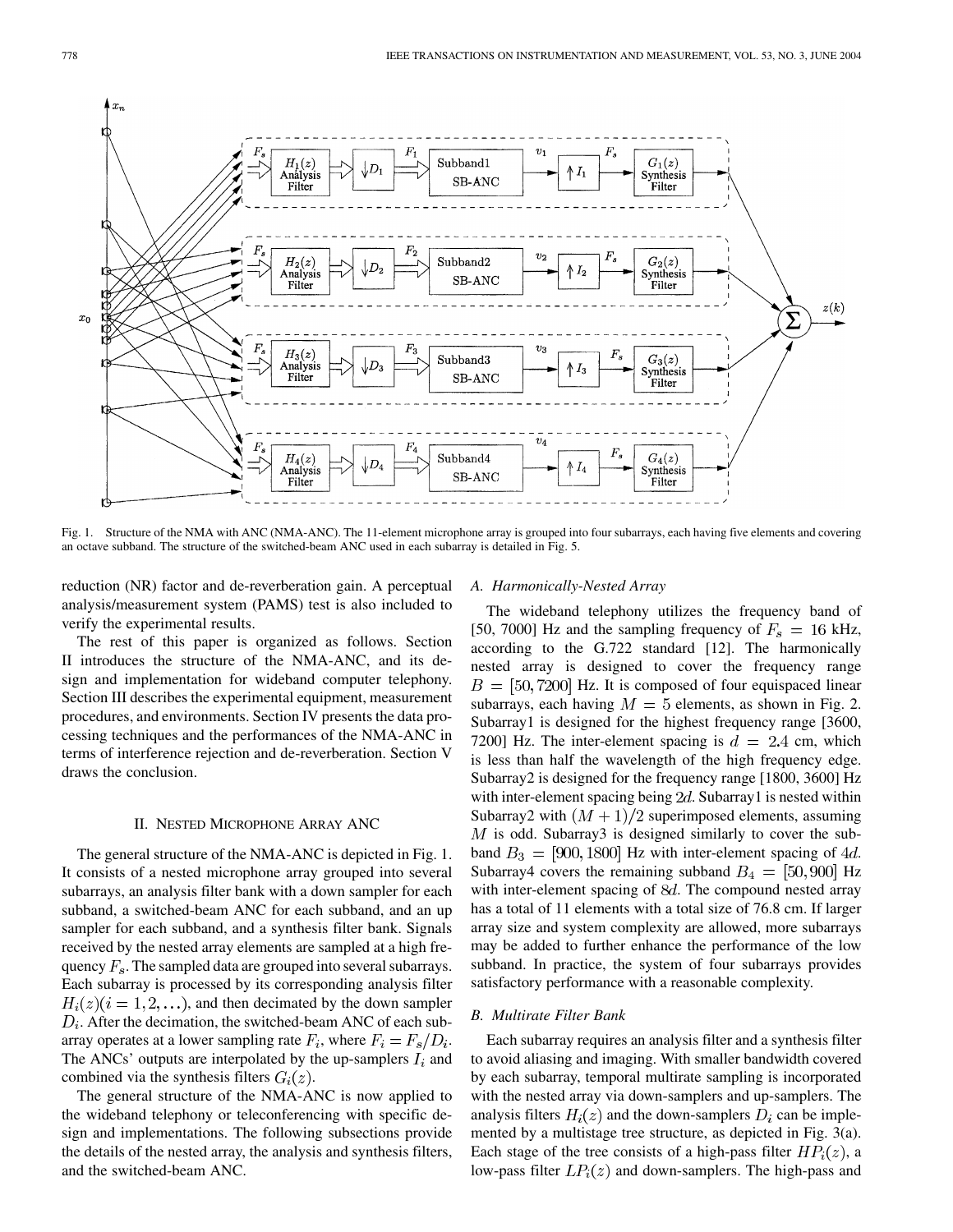Fig. 1. Structure of the NMA with ANC (NMA-ANC). The 11-element microphone array is grouped into four subarrays, each having five elements and covering an octave subband. The structure of the switched-beam ANC used in each subarray is detailed in Fig. 5.

reduction (NR) factor and de-reverberation gain. A perceptual analysis/measurement system (PAMS) test is also included to verify the experimental results.

The rest of this paper is organized as follows. Section II introduces the structure of the NMA-ANC, and its design and implementation for wideband computer telephony. Section III describes the experimental equipment, measurement procedures, and environments. Section IV presents the data processing techniques and the performances of the NMA-ANC in terms of interference rejection and de-reverberation. Section V draws the conclusion.

## II. Nested Microphone Array ANC

The general structure of the NMA-ANC is depicted in Fig. 1. It consists of a nested microphone array grouped into several subarrays, an analysis filter bank with a down sampler for each subband, a switched-beam ANC for each subband, and an up sampler for each subband, and a synthesis filter bank. Signals received by the nested array elements are sampled at a high frequency $F_s$. The sampled data are grouped into several subarrays. Each subarray is processed by its corresponding analysis filter $H_i(z)(i = 1, 2, \ldots)$, and then decimated by the down sampler $D_i$. After the decimation, the switched-beam ANC of each subarray operates at a lower sampling rate $F_i$, where $F_i = F_s/D_i$. The ANCs' outputs are interpolated by the up-samplers $I_i$ and combined via the synthesis filters $G_i(z)$.

The general structure of the NMA-ANC is now applied to the wideband telephony or teleconferencing with specific design and implementations. The following subsections provide the details of the nested array, the analysis and synthesis filters, and the switched-beam ANC.

### A. Harmonically-Nested Array

The wideband telephony utilizes the frequency band of [50, 7000] Hz and the sampling frequency of $F_s = 16$ kHz, according to the G.722 standard [12]. The harmonically nested array is designed to cover the frequency range $B = [50, 7200]$ Hz. It is composed of four equispaced linear subarrays, each having $M = 5$ elements, as shown in Fig. 2. Subarray1 is designed for the highest frequency range [3600, 7200] Hz. The inter-element spacing is $d = 2.4$ cm, which is less than half the wavelength of the high frequency edge. Subarray2 is designed for the frequency range [1800, 3600] Hz with inter-element spacing being $2d$. Subarray1 is nested within Subarray2 with $(M+1)/2$ superimposed elements, assuming $M$ is odd. Subarray3 is designed similarly to cover the subband $B_3 = [900, 1800]$ Hz with inter-element spacing of $4d$. Subarray4 covers the remaining subband $B_4 = [50, 900]$ Hz with inter-element spacing of $8d$. The compound nested array has a total of 11 elements with a total size of 76.8 cm. If larger array size and system complexity are allowed, more subarrays may be added to further enhance the performance of the low subband. In practice, the system of four subarrays provides satisfactory performance with a reasonable complexity.

### B. Multirate Filter Bank

Each subarray requires an analysis filter and a synthesis filter to avoid aliasing and imaging. With smaller bandwidth covered by each subarray, temporal multirate sampling is incorporated with the nested array via down-samplers and up-samplers. The analysis filters $H_i(z)$ and the down-samplers $D_i$ can be implemented by a multistage tree structure, as depicted in Fig. 3(a). Each stage of the tree consists of a high-pass filter $HP_i(z)$, a low-pass filter $LP_i(z)$ and down-samplers. The high-pass and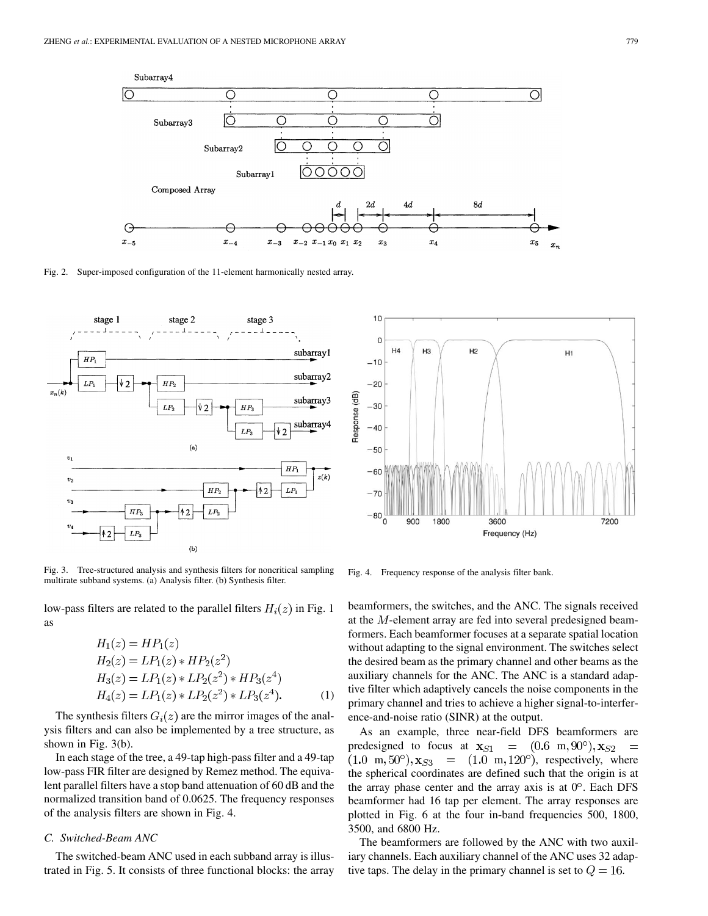Fig. 2. Super-imposed configuration of the 11-element harmonically nested array.

Fig. 3. Tree-structured analysis and synthesis filters for noncritical sampling multirate subband systems. (a) Analysis filter. (b) Synthesis filter.

Fig. 4. Frequency response of the analysis filter bank.

low-pass filters are related to the parallel filters $H_i(z)$ in Fig. 1 as

$$
\begin{aligned}
H_1(z) &= HP_1(z) \\
H_2(z) &= LP_1(z) * HP_2(z^2) \\
H_3(z) &= LP_1(z) * LP_2(z^2) * HP_3(z^4) \\
H_4(z) &= LP_1(z) * LP_2(z^2) * LP_3(z^4). \qquad (1)
\end{aligned}
$$

The synthesis filters $G_i(z)$ are the mirror images of the analysis filters and can also be implemented by a tree structure, as shown in Fig. 3(b).

In each stage of the tree, a 49-tap high-pass filter and a 49-tap low-pass FIR filter are designed by Remez method. The equivalent parallel filters have a stop band attenuation of 60 dB and the normalized transition band of 0.0625. The frequency responses of the analysis filters are shown in Fig. 4.

### C. Switched-Beam ANC

The switched-beam ANC used in each subband array is illustrated in Fig. 5. It consists of three functional blocks: the array beamformers, the switches, and the ANC. The signals received at the $M$-element array are fed into several predesigned beamformers. Each beamformer focuses at a separate spatial location without adapting to the signal environment. The switches select the desired beam as the primary channel and other beams as the auxiliary channels for the ANC. The ANC is a standard adaptive filter which adaptively cancels the noise components in the primary channel and tries to achieve a higher signal-to-interference-and-noise ratio (SINR) at the output.

As an example, three near-field DFS beamformers are predesigned to focus at $\mathbf{x}_{S1} = (0.6 \text{ m}, 90^{\circ}), \mathbf{x}_{S2} = (1.0 \text{ m}, 50^{\circ}), \mathbf{x}_{S3} = (1.0 \text{ m}, 120^{\circ})$, respectively, where the spherical coordinates are defined such that the origin is at the array phase center and the array axis is at 0°. Each DFS beamformer had 16 tap per element. The array responses are plotted in Fig. 6 at the four in-band frequencies 500, 1800, 3500, and 6800 Hz.

The beamformers are followed by the ANC with two auxiliary channels. Each auxiliary channel of the ANC uses 32 adaptive taps. The delay in the primary channel is set to $Q = 16$.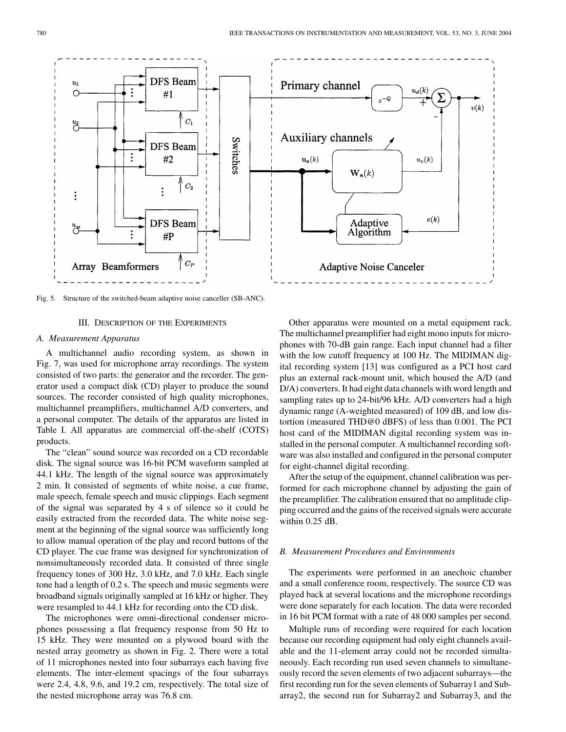Fig. 5. Structure of the switched-beam adaptive noise canceller (SB-ANC).

## III. Description of the Experiments

### A. Measurement Apparatus

A multichannel audio recording system, as shown in Fig. 7, was used for microphone array recordings. The system consisted of two parts: the generator and the recorder. The generator used a compact disk (CD) player to produce the sound sources. The recorder consisted of high quality microphones, multichannel preamplifiers, multichannel A/D converters, and a personal computer. The details of the apparatus are listed in Table I. All apparatus are commercial off-the-shelf (COTS) products.

The "clean" sound source was recorded on a CD recordable disk. The signal source was 16-bit PCM waveform sampled at 44.1 kHz. The length of the signal source was approximately 2 min. It consisted of segments of white noise, a cue frame, male speech, female speech and music clippings. Each segment of the signal was separated by 4 s of silence so it could be easily extracted from the recorded data. The white noise segment at the beginning of the signal source was sufficiently long to allow manual operation of the play and record buttons of the CD player. The cue frame was designed for synchronization of nonsimultaneously recorded data. It consisted of three single frequency tones of 300 Hz, 3.0 kHz, and 7.0 kHz. Each single tone had a length of 0.2 s. The speech and music segments were broadband signals originally sampled at 16 kHz or higher. They were resampled to 44.1 kHz for recording onto the CD disk.

The microphones were omni-directional condenser microphones possessing a flat frequency response from 50 Hz to 15 kHz. They were mounted on a plywood board with the nested array geometry as shown in Fig. 2. There were a total of 11 microphones nested into four subarrays each having five elements. The inter-element spacings of the four subarrays were 2.4, 4.8, 9.6, and 19.2 cm, respectively. The total size of the nested microphone array was 76.8 cm.

Other apparatus were mounted on a metal equipment rack. The multichannel preamplifier had eight mono inputs for microphones with 70-dB gain range. Each input channel had a filter with the low cutoff frequency at 100 Hz. The MIDIMAN digital recording system [13] was configured as a PCI host card plus an external rack-mount unit, which housed the A/D (and D/A) converters. It had eight data channels with word length and sampling rates up to 24-bit/96 kHz. A/D converters had a high dynamic range (A-weighted measured) of 109 dB, and low distortion (measured THD@0 dBFS) of less than 0.001. The PCI host card of the MIDIMAN digital recording system was installed in the personal computer. A multichannel recording software was also installed and configured in the personal computer for eight-channel digital recording.

After the setup of the equipment, channel calibration was performed for each microphone channel by adjusting the gain of the preamplifier. The calibration ensured that no amplitude clipping occurred and the gains of the received signals were accurate within 0.25 dB.

### B. Measurement Procedures and Environments

The experiments were performed in an anechoic chamber and a small conference room, respectively. The source CD was played back at several locations and the microphone recordings were done separately for each location. The data were recorded in 16 bit PCM format with a rate of 48 000 samples per second.

Multiple runs of recording were required for each location because our recording equipment had only eight channels available and the 11-element array could not be recorded simultaneously. Each recording run used seven channels to simultaneously record the seven elements of two adjacent subarrays—the first recording run for the seven elements of Subarray1 and Subarray2, the second run for Subarray2 and Subarray3, and the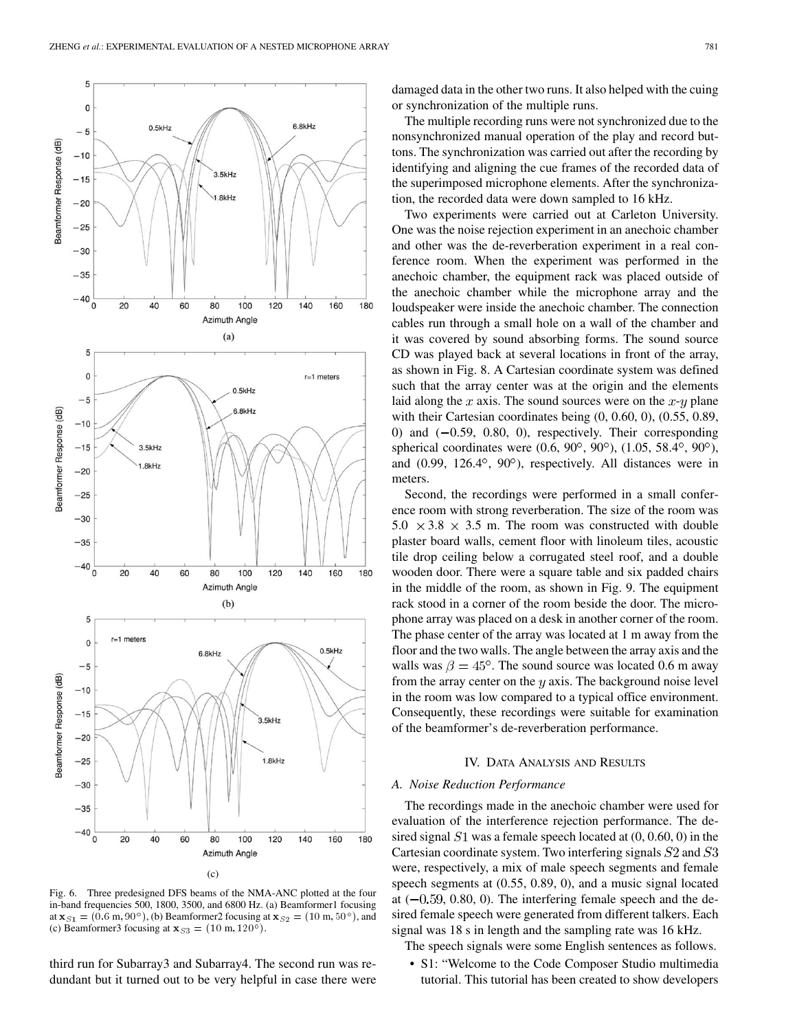Fig. 6. Three predesigned DFS beams of the NMA-ANC plotted at the four in-band frequencies 500, 1800, 3500, and 6800 Hz. (a) Beamformer1 focusing at $\mathbf{x}_{S1} = (0.6\ \text{m}, 90^\circ)$, (b) Beamformer2 focusing at $\mathbf{x}_{S2} = (10\ \text{m}, 50^\circ)$, and (c) Beamformer3 focusing at $\mathbf{x}_{S3} = (10\ \text{m}, 120^\circ)$.

third run for Subarray3 and Subarray4. The second run was redundant but it turned out to be very helpful in case there were damaged data in the other two runs. It also helped with the cuing or synchronization of the multiple runs.

The multiple recording runs were not synchronized due to the nonsynchronized manual operation of the play and record buttons. The synchronization was carried out after the recording by identifying and aligning the cue frames of the recorded data of the superimposed microphone elements. After the synchronization, the recorded data were down sampled to 16 kHz.

Two experiments were carried out at Carleton University. One was the noise rejection experiment in an anechoic chamber and other was the de-reverberation experiment in a real conference room. When the experiment was performed in the anechoic chamber, the equipment rack was placed outside of the anechoic chamber while the microphone array and the loudspeaker were inside the anechoic chamber. The connection cables run through a small hole on a wall of the chamber and it was covered by sound absorbing forms. The sound source CD was played back at several locations in front of the array, as shown in Fig. 8. A Cartesian coordinate system was defined such that the array center was at the origin and the elements laid along the $x$ axis. The sound sources were on the $x$-$y$ plane with their Cartesian coordinates being (0, 0.60, 0), (0.55, 0.89, 0) and (−0.59, 0.80, 0), respectively. Their corresponding spherical coordinates were (0.6, 90°, 90°), (1.05, 58.4°, 90°), and (0.99, 126.4°, 90°), respectively. All distances were in meters.

Second, the recordings were performed in a small conference room with strong reverberation. The size of the room was $5.0 \times 3.8 \times 3.5$ m. The room was constructed with double plaster board walls, cement floor with linoleum tiles, acoustic tile drop ceiling below a corrugated steel roof, and a double wooden door. There were a square table and six padded chairs in the middle of the room, as shown in Fig. 9. The equipment rack stood in a corner of the room beside the door. The microphone array was placed on a desk in another corner of the room. The phase center of the array was located at 1 m away from the floor and the two walls. The angle between the array axis and the walls was $\beta = 45^\circ$. The sound source was located 0.6 m away from the array center on the $y$ axis. The background noise level in the room was low compared to a typical office environment. Consequently, these recordings were suitable for examination of the beamformer's de-reverberation performance.

## IV. Data Analysis and Results

### A. Noise Reduction Performance

The recordings made in the anechoic chamber were used for evaluation of the interference rejection performance. The desired signal $S1$ was a female speech located at (0, 0.60, 0) in the Cartesian coordinate system. Two interfering signals $S2$ and $S3$ were, respectively, a mix of male speech segments and female speech segments at (0.55, 0.89, 0), and a music signal located at (−0.59, 0.80, 0). The interfering female speech and the desired female speech were generated from different talkers. Each signal was 18 s in length and the sampling rate was 16 kHz.

The speech signals were some English sentences as follows.

- S1: "Welcome to the Code Composer Studio multimedia tutorial. This tutorial has been created to show developers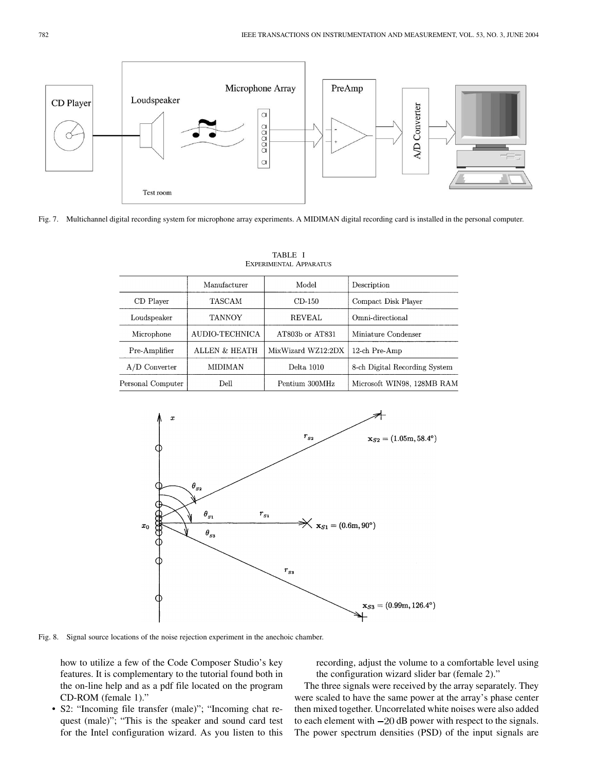Fig. 7. Multichannel digital recording system for microphone array experiments. A MIDIMAN digital recording card is installed in the personal computer.

TABLE I
EXPERIMENTAL APPARATUS

| | Manufacturer | Model | Description |
|---|---|---|---|
| CD Player | TASCAM | CD-150 | Compact Disk Player |
| Loudspeaker | TANNOY | REVEAL | Omni-directional |
| Microphone | AUDIO-TECHNICA | AT803b or AT831 | Miniature Condenser |
| Pre-Amplifier | ALLEN & HEATH | MixWizard WZ12:2DX | 12-ch Pre-Amp |
| A/D Converter | MIDIMAN | Delta 1010 | 8-ch Digital Recording System |
| Personal Computer | Dell | Pentium 300MHz | Microsoft WIN98, 128MB RAM |

Fig. 8. Signal source locations of the noise rejection experiment in the anechoic chamber.

how to utilize a few of the Code Composer Studio's key features. It is complementary to the tutorial found both in the on-line help and as a pdf file located on the program CD-ROM (female 1)."

- S2: "Incoming file transfer (male)"; "Incoming chat request (male)"; "This is the speaker and sound card test for the Intel configuration wizard. As you listen to this recording, adjust the volume to a comfortable level using the configuration wizard slider bar (female 2)."

The three signals were received by the array separately. They were scaled to have the same power at the array's phase center then mixed together. Uncorrelated white noises were also added to each element with $-20$ dB power with respect to the signals. The power spectrum densities (PSD) of the input signals are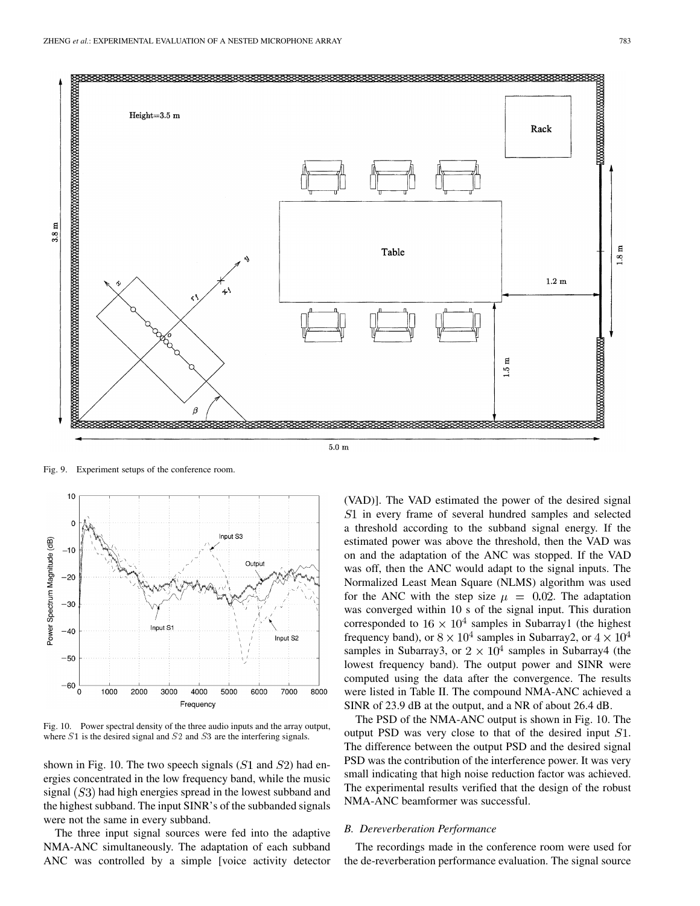Fig. 9. Experiment setups of the conference room.

Fig. 10. Power spectral density of the three audio inputs and the array output, where $S1$ is the desired signal and $S2$ and $S3$ are the interfering signals.

shown in Fig. 10. The two speech signals ($S1$ and $S2$) had energies concentrated in the low frequency band, while the music signal ($S3$) had high energies spread in the lowest subband and the highest subband. The input SINR's of the subbanded signals were not the same in every subband.

The three input signal sources were fed into the adaptive NMA-ANC simultaneously. The adaptation of each subband ANC was controlled by a simple [voice activity detector (VAD)]. The VAD estimated the power of the desired signal $S1$ in every frame of several hundred samples and selected a threshold according to the subband signal energy. If the estimated power was above the threshold, then the VAD was on and the adaptation of the ANC was stopped. If the VAD was off, then the ANC would adapt to the signal inputs. The Normalized Least Mean Square (NLMS) algorithm was used for the ANC with the step size $\mu = 0.02$. The adaptation was converged within 10 s of the signal input. This duration corresponded to $16 \times 10^4$ samples in Subarray1 (the highest frequency band), or $8 \times 10^4$ samples in Subarray2, or $4 \times 10^4$ samples in Subarray3, or $2 \times 10^4$ samples in Subarray4 (the lowest frequency band). The output power and SINR were computed using the data after the convergence. The results were listed in Table II. The compound NMA-ANC achieved a SINR of 23.9 dB at the output, and a NR of about 26.4 dB.

The PSD of the NMA-ANC output is shown in Fig. 10. The output PSD was very close to that of the desired input $S1$. The difference between the output PSD and the desired signal PSD was the contribution of the interference power. It was very small indicating that high noise reduction factor was achieved. The experimental results verified that the design of the robust NMA-ANC beamformer was successful.

### B. Dereverberation Performance

The recordings made in the conference room were used for the de-reverberation performance evaluation. The signal source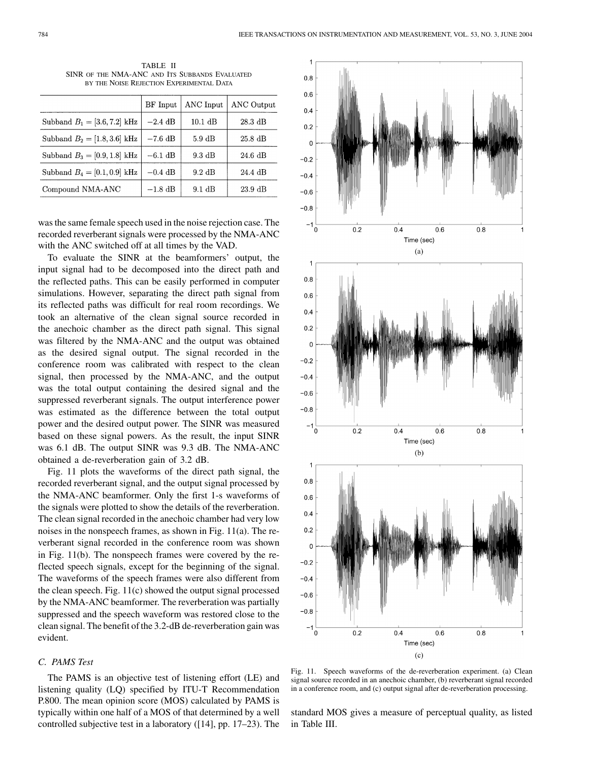TABLE II
SINR OF THE NMA-ANC AND ITS SUBBANDS EVALUATED BY THE NOISE REJECTION EXPERIMENTAL DATA

| | BF Input | ANC Input | ANC Output |
|---|---|---|---|
| Subband $B_1 = [3.6, 7.2]$ kHz | $-2.4$ dB | 10.1 dB | 28.3 dB |
| Subband $B_2 = [1.8, 3.6]$ kHz | $-7.6$ dB | 5.9 dB | 25.8 dB |
| Subband $B_3 = [0.9, 1.8]$ kHz | $-6.1$ dB | 9.3 dB | 24.6 dB |
| Subband $B_4 = [0.1, 0.9]$ kHz | $-0.4$ dB | 9.2 dB | 24.4 dB |
| Compound NMA-ANC | $-1.8$ dB | 9.1 dB | 23.9 dB |

was the same female speech used in the noise rejection case. The recorded reverberant signals were processed by the NMA-ANC with the ANC switched off at all times by the VAD.

To evaluate the SINR at the beamformers' output, the input signal had to be decomposed into the direct path and the reflected paths. This can be easily performed in computer simulations. However, separating the direct path signal from its reflected paths was difficult for real room recordings. We took an alternative of the clean signal source recorded in the anechoic chamber as the direct path signal. This signal was filtered by the NMA-ANC and the output was obtained as the desired signal output. The signal recorded in the conference room was calibrated with respect to the clean signal, then processed by the NMA-ANC, and the output was the total output containing the desired signal and the suppressed reverberant signals. The output interference power was estimated as the difference between the total output power and the desired output power. The SINR was measured based on these signal powers. As the result, the input SINR was 6.1 dB. The output SINR was 9.3 dB. The NMA-ANC obtained a de-reverberation gain of 3.2 dB.

Fig. 11 plots the waveforms of the direct path signal, the recorded reverberant signal, and the output signal processed by the NMA-ANC beamformer. Only the first 1-s waveforms of the signals were plotted to show the details of the reverberation. The clean signal recorded in the anechoic chamber had very low noises in the nonspeech frames, as shown in Fig. 11(a). The reverberant signal recorded in the conference room was shown in Fig. 11(b). The nonspeech frames were covered by the reflected speech signals, except for the beginning of the signal. The waveforms of the speech frames were also different from the clean speech. Fig. 11(c) showed the output signal processed by the NMA-ANC beamformer. The reverberation was partially suppressed and the speech waveform was restored close to the clean signal. The benefit of the 3.2-dB de-reverberation gain was evident.

Fig. 11. Speech waveforms of the de-reverberation experiment. (a) Clean signal source recorded in an anechoic chamber, (b) reverberant signal recorded in a conference room, and (c) output signal after de-reverberation processing.

### C. PAMS Test

The PAMS is an objective test of listening effort (LE) and listening quality (LQ) specified by ITU-T Recommendation P.800. The mean opinion score (MOS) calculated by PAMS is typically within one half of a MOS of that determined by a well controlled subjective test in a laboratory ([14], pp. 17–23). The standard MOS gives a measure of perceptual quality, as listed in Table III.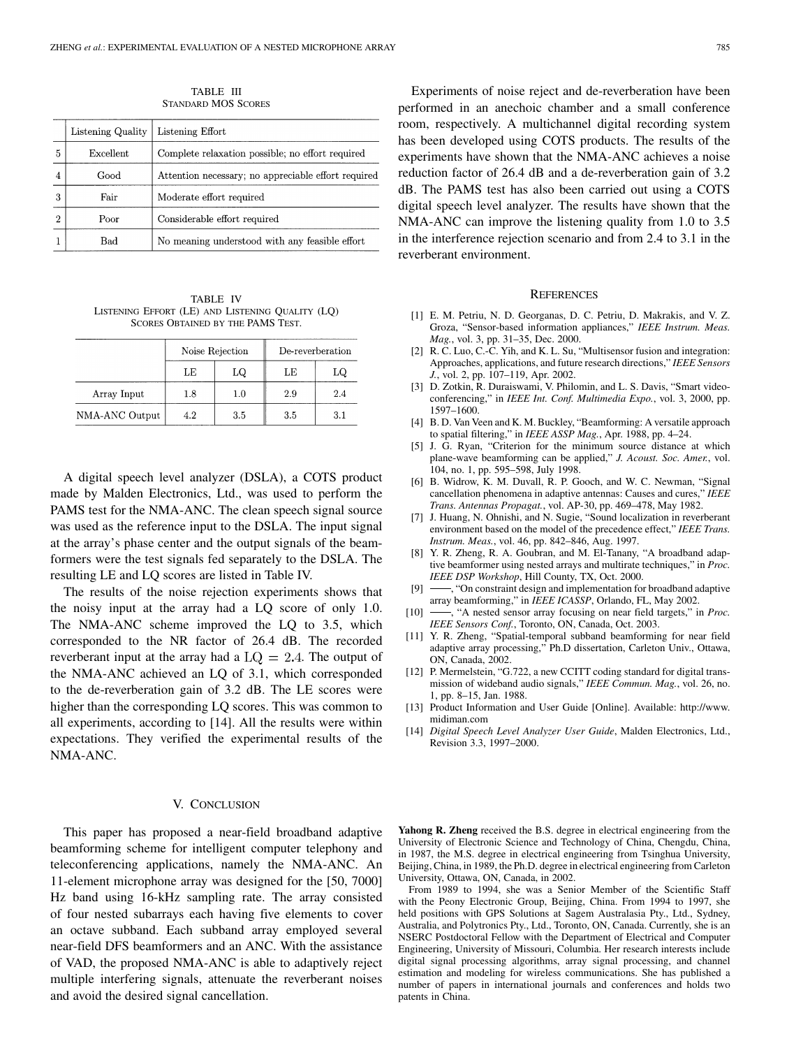TABLE III
STANDARD MOS SCORES

| | Listening Quality | Listening Effort |
|---|---|---|
| 5 | Excellent | Complete relaxation possible; no effort required |
| 4 | Good | Attention necessary; no appreciable effort required |
| 3 | Fair | Moderate effort required |
| 2 | Poor | Considerable effort required |
| 1 | Bad | No meaning understood with any feasible effort |

TABLE IV
LISTENING EFFORT (LE) AND LISTENING QUALITY (LQ) SCORES OBTAINED BY THE PAMS TEST.

| | Noise Rejection | | De-reverberation | |
|---|---|---|---|---|
| | LE | LQ | LE | LQ |
| Array Input | 1.8 | 1.0 | 2.9 | 2.4 |
| NMA-ANC Output | 4.2 | 3.5 | 3.5 | 3.1 |

A digital speech level analyzer (DSLA), a COTS product made by Malden Electronics, Ltd., was used to perform the PAMS test for the NMA-ANC. The clean speech signal source was used as the reference input to the DSLA. The input signal at the array's phase center and the output signals of the beamformers were the test signals fed separately to the DSLA. The resulting LE and LQ scores are listed in Table IV.

The results of the noise rejection experiments shows that the noisy input at the array had a LQ score of only 1.0. The NMA-ANC scheme improved the LQ to 3.5, which corresponded to the NR factor of 26.4 dB. The recorded reverberant input at the array had a $\mathrm{LQ} = 2.4$. The output of the NMA-ANC achieved an LQ of 3.1, which corresponded to the de-reverberation gain of 3.2 dB. The LE scores were higher than the corresponding LQ scores. This was common to all experiments, according to [14]. All the results were within expectations. They verified the experimental results of the NMA-ANC.

## V. CONCLUSION

This paper has proposed a near-field broadband adaptive beamforming scheme for intelligent computer telephony and teleconferencing applications, namely the NMA-ANC. An 11-element microphone array was designed for the [50, 7000] Hz band using 16-kHz sampling rate. The array consisted of four nested subarrays each having five elements to cover an octave subband. Each subband array employed several near-field DFS beamformers and an ANC. With the assistance of VAD, the proposed NMA-ANC is able to adaptively reject multiple interfering signals, attenuate the reverberant noises and avoid the desired signal cancellation.

Experiments of noise reject and de-reverberation have been performed in an anechoic chamber and a small conference room, respectively. A multichannel digital recording system has been developed using COTS products. The results of the experiments have shown that the NMA-ANC achieves a noise reduction factor of 26.4 dB and a de-reverberation gain of 3.2 dB. The PAMS test has also been carried out using a COTS digital speech level analyzer. The results have shown that the NMA-ANC can improve the listening quality from 1.0 to 3.5 in the interference rejection scenario and from 2.4 to 3.1 in the reverberant environment.

## REFERENCES

[1] E. M. Petriu, N. D. Georganas, D. C. Petriu, D. Makrakis, and V. Z. Groza, "Sensor-based information appliances," *IEEE Instrum. Meas. Mag.*, vol. 3, pp. 31–35, Dec. 2000.

[2] R. C. Luo, C.-C. Yih, and K. L. Su, "Multisensor fusion and integration: Approaches, applications, and future research directions," *IEEE Sensors J.*, vol. 2, pp. 107–119, Apr. 2002.

[3] D. Zotkin, R. Duraiswami, V. Philomin, and L. S. Davis, "Smart video-conferencing," in *IEEE Int. Conf. Multimedia Expo.*, vol. 3, 2000, pp. 1597–1600.

[4] B. D. Van Veen and K. M. Buckley, "Beamforming: A versatile approach to spatial filtering," in *IEEE ASSP Mag.*, Apr. 1988, pp. 4–24.

[5] J. G. Ryan, "Criterion for the minimum source distance at which plane-wave beamforming can be applied," *J. Acoust. Soc. Amer.*, vol. 104, no. 1, pp. 595–598, July 1998.

[6] B. Widrow, K. M. Duvall, R. P. Gooch, and W. C. Newman, "Signal cancellation phenomena in adaptive antennas: Causes and cures," *IEEE Trans. Antennas Propagat.*, vol. AP-30, pp. 469–478, May 1982.

[7] J. Huang, N. Ohnishi, and N. Sugie, "Sound localization in reverberant environment based on the model of the precedence effect," *IEEE Trans. Instrum. Meas.*, vol. 46, pp. 842–846, Aug. 1997.

[8] Y. R. Zheng, R. A. Goubran, and M. El-Tanany, "A broadband adaptive beamformer using nested arrays and multirate techniques," in *Proc. IEEE DSP Workshop*, Hill County, TX, Oct. 2000.

[9] ——, "On constraint design and implementation for broadband adaptive array beamforming," in *IEEE ICASSP*, Orlando, FL, May 2002.

[10] ——, "A nested sensor array focusing on near field targets," in *Proc. IEEE Sensors Conf.*, Toronto, ON, Canada, Oct. 2003.

[11] Y. R. Zheng, "Spatial-temporal subband beamforming for near field adaptive array processing," Ph.D dissertation, Carleton Univ., Ottawa, ON, Canada, 2002.

[12] P. Mermelstein, "G.722, a new CCITT coding standard for digital transmission of wideband audio signals," *IEEE Commun. Mag.*, vol. 26, no. 1, pp. 8–15, Jan. 1988.

[13] Product Information and User Guide [Online]. Available: http://www.midiman.com

[14] *Digital Speech Level Analyzer User Guide*, Malden Electronics, Ltd., Revision 3.3, 1997–2000.

**Yahong R. Zheng** received the B.S. degree in electrical engineering from the University of Electronic Science and Technology of China, Chengdu, China, in 1987, the M.S. degree in electrical engineering from Tsinghua University, Beijing, China, in 1989, the Ph.D. degree in electrical engineering from Carleton University, Ottawa, ON, Canada, in 2002.

From 1989 to 1994, she was a Senior Member of the Scientific Staff with the Peony Electronic Group, Beijing, China. From 1994 to 1997, she held positions with GPS Solutions at Sagem Australasia Pty., Ltd., Sydney, Australia, and Polytronics Pty., Ltd., Toronto, ON, Canada. Currently, she is an NSERC Postdoctoral Fellow with the Department of Electrical and Computer Engineering, University of Missouri, Columbia. Her research interests include digital signal processing algorithms, array signal processing, and channel estimation and modeling for wireless communications. She has published a number of papers in international journals and conferences and holds two patents in China.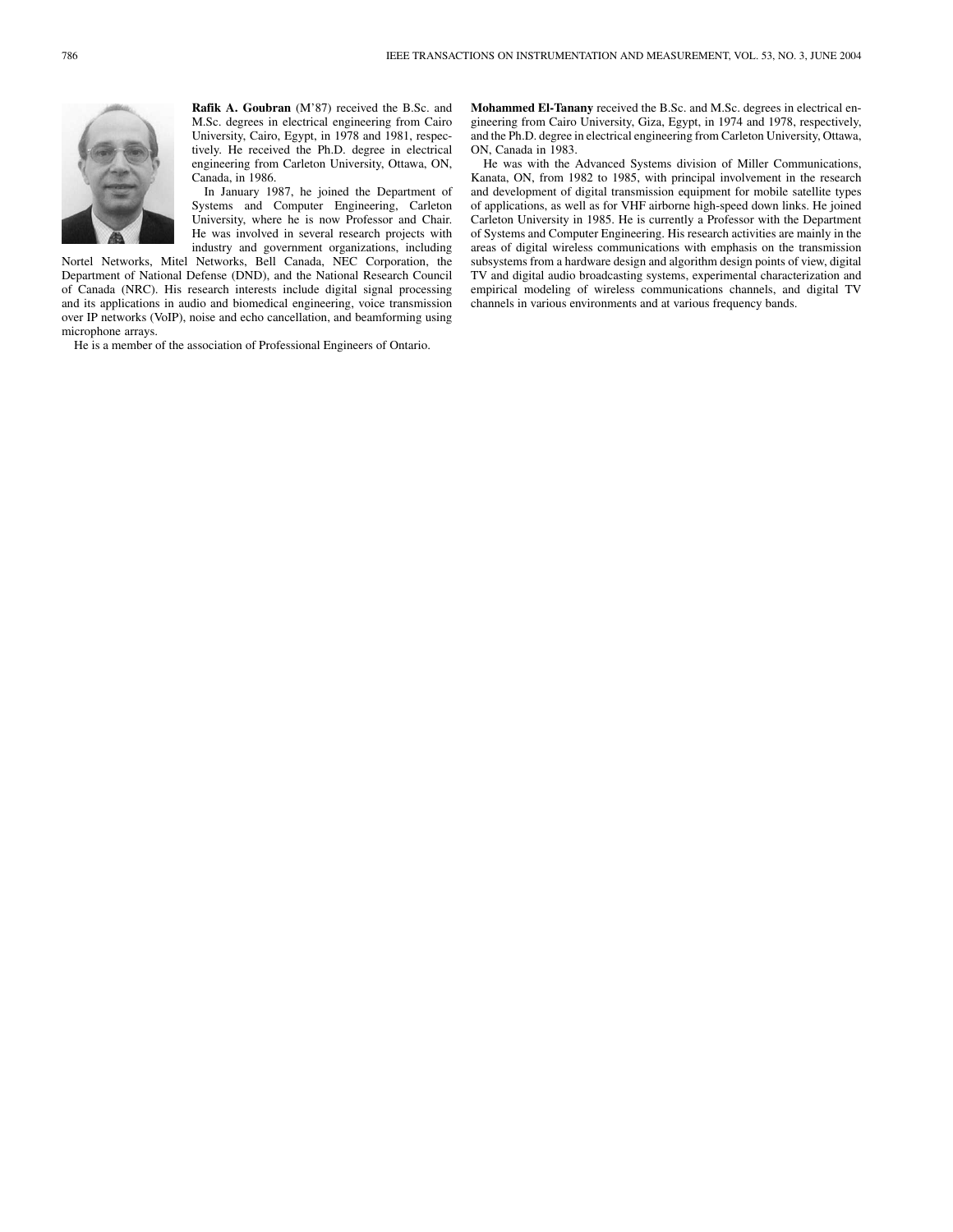**Rafik A. Goubran** (M'87) received the B.Sc. and M.Sc. degrees in electrical engineering from Cairo University, Cairo, Egypt, in 1978 and 1981, respectively. He received the Ph.D. degree in electrical engineering from Carleton University, Ottawa, ON, Canada, in 1986.

In January 1987, he joined the Department of Systems and Computer Engineering, Carleton University, where he is now Professor and Chair. He was involved in several research projects with industry and government organizations, including Nortel Networks, Mitel Networks, Bell Canada, NEC Corporation, the Department of National Defense (DND), and the National Research Council of Canada (NRC). His research interests include digital signal processing and its applications in audio and biomedical engineering, voice transmission over IP networks (VoIP), noise and echo cancellation, and beamforming using microphone arrays.

He is a member of the association of Professional Engineers of Ontario.

**Mohammed El-Tanany** received the B.Sc. and M.Sc. degrees in electrical engineering from Cairo University, Giza, Egypt, in 1974 and 1978, respectively, and the Ph.D. degree in electrical engineering from Carleton University, Ottawa, ON, Canada in 1983.

He was with the Advanced Systems division of Miller Communications, Kanata, ON, from 1982 to 1985, with principal involvement in the research and development of digital transmission equipment for mobile satellite types of applications, as well as for VHF airborne high-speed down links. He joined Carleton University in 1985. He is currently a Professor with the Department of Systems and Computer Engineering. His research activities are mainly in the areas of digital wireless communications with emphasis on the transmission subsystems from a hardware design and algorithm design points of view, digital TV and digital audio broadcasting systems, experimental characterization and empirical modeling of wireless communications channels, and digital TV channels in various environments and at various frequency bands.